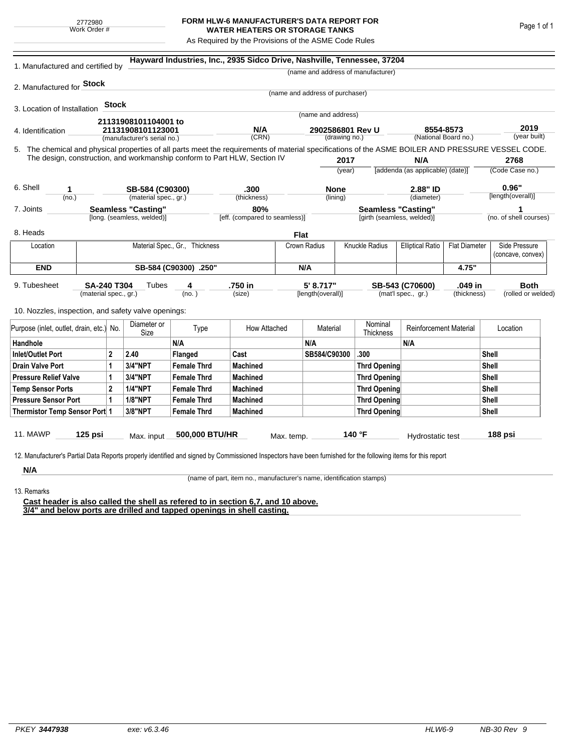2772980
Work Order #

# FORM HLW-6 MANUFACTURER'S DATA REPORT FOR WATER HEATERS OR STORAGE TANKS

As Required by the Provisions of the ASME Code Rules

1. Manufactured and certified by **Hayward Industries, Inc., 2935 Sidco Drive, Nashville, Tennessee, 37204**
(name and address of manufacturer)

2. Manufactured for **Stock**
(name and address of purchaser)

3. Location of Installation **Stock**
(name and address)

4. Identification **21131908101104001 to 21131908101123001** (manufacturer's serial no.) | **N/A** (CRN) | **2902586801 Rev U** (drawing no.) | **8554-8573** (National Board no.) | **2019** (year built)

5. The chemical and physical properties of all parts meet the requirements of material specifications of the ASME BOILER AND PRESSURE VESSEL CODE. The design, construction, and workmanship conform to Part HLW, Section IV **2017** (year) | **N/A** [addenda (as applicable) (date)] | **2768** (Code Case no.)

6. Shell **1** (no.) | **SB-584 (C90300)** (material spec., gr.) | **.300** (thickness) | **None** (lining) | **2.88" ID** (diameter) | **0.96"** [length(overall)]

7. Joints **Seamless "Casting"** [long. (seamless, welded)] | **80%** [eff. (compared to seamless)] | **Seamless "Casting"** [girth (seamless, welded)] | **1** (no. of shell courses)

8. Heads **Flat**

| Location | Material Spec., Gr., Thickness | Crown Radius | Knuckle Radius | Elliptical Ratio | Flat Diameter | Side Pressure (concave, convex) |
|---|---|---|---|---|---|---|
| **END** | **SB-584 (C90300) .250"** | **N/A** | | | **4.75"** | |

9. Tubesheet **SA-240 T304** (material spec., gr.) Tubes **4** (no.) | **.750 in** (size) | **5' 8.717"** [length(overall)] | **SB-543 (C70600)** (mat'l spec., gr.) | **.049 in** (thickness) | **Both** (rolled or welded)

10. Nozzles, inspection, and safety valve openings:

| Purpose (inlet, outlet, drain, etc.) | No. | Diameter or Size | Type | How Attached | Material | Nominal Thickness | Reinforcement Material | Location |
|---|---|---|---|---|---|---|---|---|
| **Handhole** | | | **N/A** | | **N/A** | | **N/A** | |
| **Inlet/Outlet Port** | **2** | **2.40** | **Flanged** | **Cast** | **SB584/C90300** | **.300** | | **Shell** |
| **Drain Valve Port** | **1** | **3/4"NPT** | **Female Thrd** | **Machined** | | **Thrd Opening** | | **Shell** |
| **Pressure Relief Valve** | **1** | **3/4"NPT** | **Female Thrd** | **Machined** | | **Thrd Opening** | | **Shell** |
| **Temp Sensor Ports** | **2** | **1/4"NPT** | **Female Thrd** | **Machined** | | **Thrd Opening** | | **Shell** |
| **Pressure Sensor Port** | **1** | **1/8"NPT** | **Female Thrd** | **Machined** | | **Thrd Opening** | | **Shell** |
| **Thermistor Temp Sensor Port** | **1** | **3/8"NPT** | **Female Thrd** | **Machined** | | **Thrd Opening** | | **Shell** |

11. MAWP **125 psi** Max. input **500,000 BTU/HR** Max. temp. **140 °F** Hydrostatic test **188 psi**

12. Manufacturer's Partial Data Reports properly identified and signed by Commissioned Inspectors have been furnished for the following items for this report

**N/A**
(name of part, item no., manufacturer's name, identification stamps)

13. Remarks

**Cast header is also called the shell as refered to in section 6,7, and 10 above.**
**3/4" and below ports are drilled and tapped openings in shell casting.**

PKEY **3447938** exe: v6.3.46 HLW6-9 NB-30 Rev 9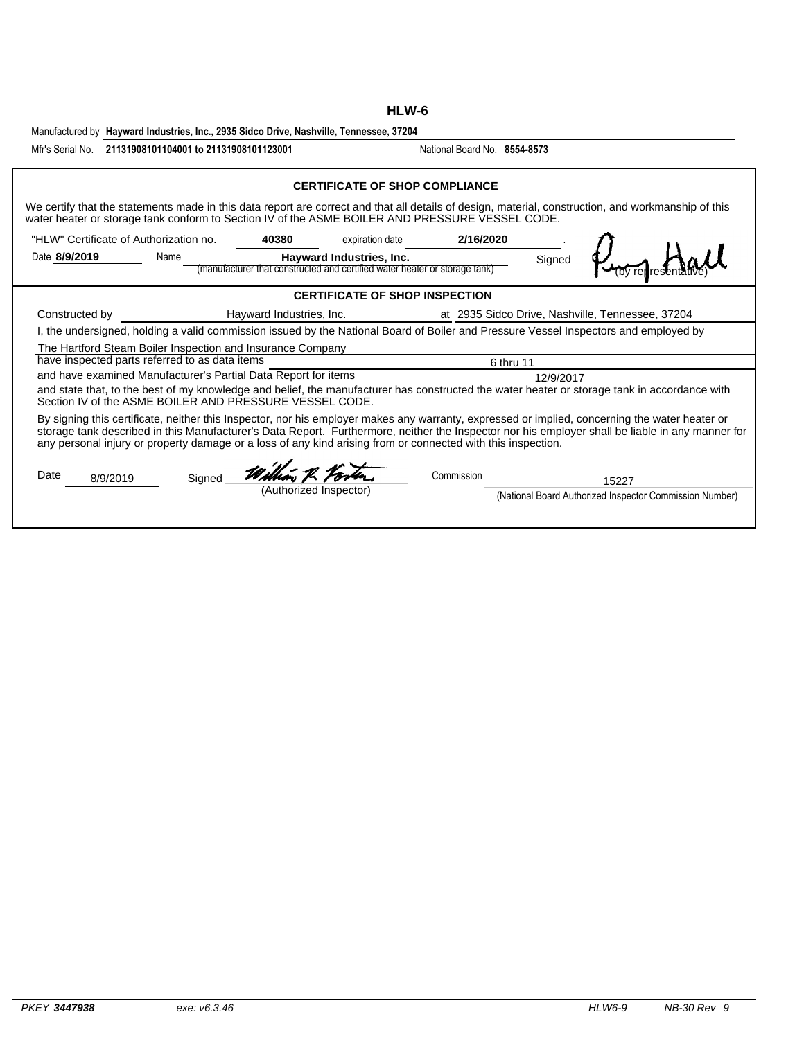# HLW-6

Manufactured by **Hayward Industries, Inc., 2935 Sidco Drive, Nashville, Tennessee, 37204**

Mfr's Serial No. **21131908101104001 to 21131908101123001** National Board No. **8554-8573**

## CERTIFICATE OF SHOP COMPLIANCE

We certify that the statements made in this data report are correct and that all details of design, material, construction, and workmanship of this water heater or storage tank conform to Section IV of the ASME BOILER AND PRESSURE VESSEL CODE.

"HLW" Certificate of Authorization no. **40380** expiration date **2/16/2020** .

Date **8/9/2019** Name **Hayward Industries, Inc.** Signed Perry Hall

(manufacturer that constructed and certified water heater or storage tank) (by representative)

## CERTIFICATE OF SHOP INSPECTION

Constructed by Hayward Industries, Inc. at 2935 Sidco Drive, Nashville, Tennessee, 37204

I, the undersigned, holding a valid commission issued by the National Board of Boiler and Pressure Vessel Inspectors and employed by The Hartford Steam Boiler Inspection and Insurance Company

have inspected parts referred to as data items 6 thru 11

and have examined Manufacturer's Partial Data Report for items 12/9/2017

and state that, to the best of my knowledge and belief, the manufacturer has constructed the water heater or storage tank in accordance with Section IV of the ASME BOILER AND PRESSURE VESSEL CODE.

By signing this certificate, neither this Inspector, nor his employer makes any warranty, expressed or implied, concerning the water heater or storage tank described in this Manufacturer's Data Report. Furthermore, neither the Inspector nor his employer shall be liable in any manner for any personal injury or property damage or a loss of any kind arising from or connected with this inspection.

Date 8/9/2019 Signed William R. Foster Commission 15227

(Authorized Inspector) (National Board Authorized Inspector Commission Number)

*PKEY 3447938* *exe: v6.3.46* *HLW6-9* *NB-30 Rev 9*